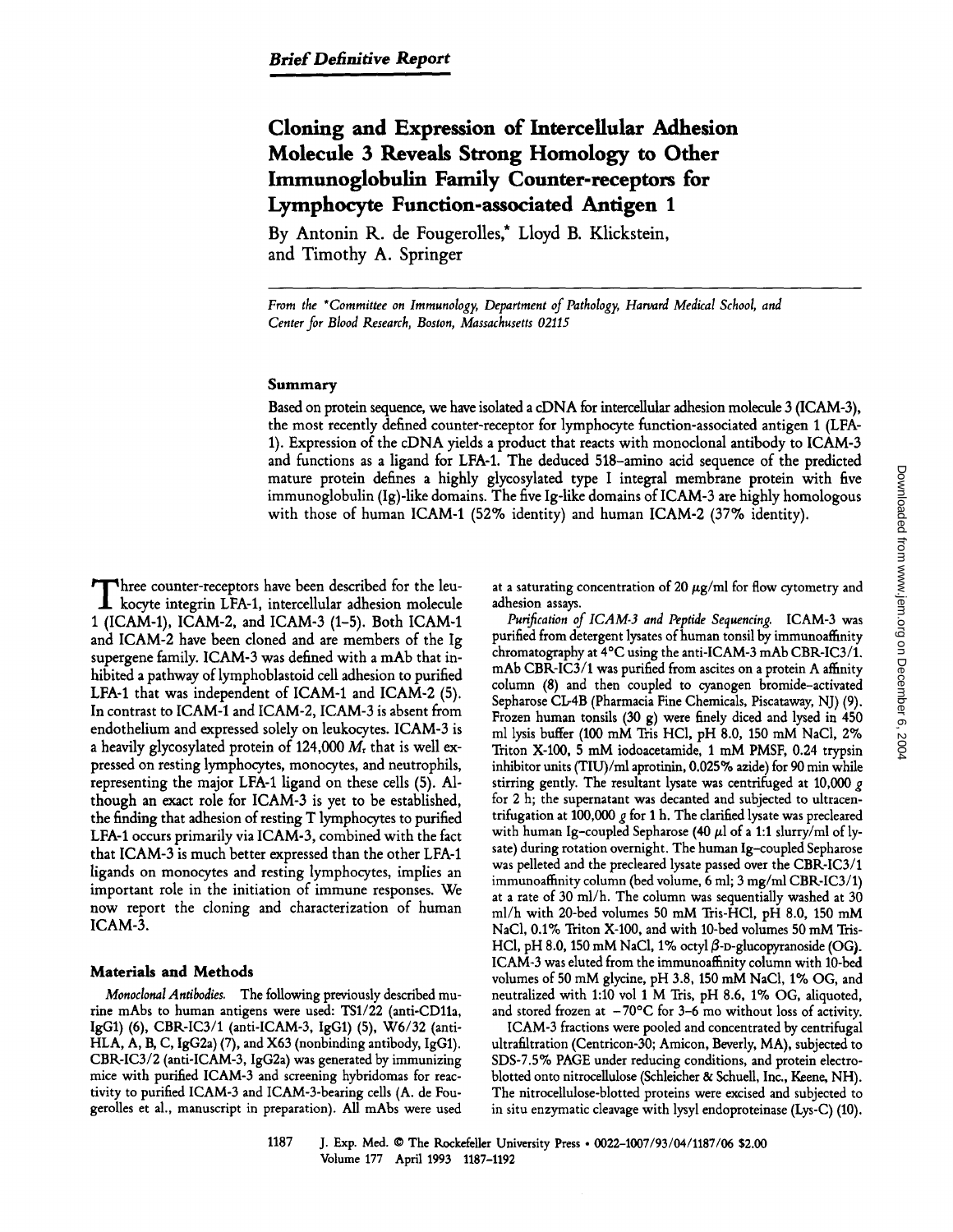*Brief Definitive Report*

# Cloning and Expression of Intercellular Adhesion Molecule 3 Reveals Strong Homology to Other Immunoglobulin Family Counter-receptors for Lymphocyte Function-associated Antigen 1

By Antonin R. de Fougerolles,* Lloyd B. Klickstein, and Timothy A. Springer

*From the \*Committee on Immunology, Department of Pathology, Harvard Medical School, and Center for Blood Research, Boston, Massachusetts 02115*

## Summary

Based on protein sequence, we have isolated a cDNA for intercellular adhesion molecule 3 (ICAM-3), the most recently defined counter-receptor for lymphocyte function-associated antigen 1 (LFA-1). Expression of the cDNA yields a product that reacts with monoclonal antibody to ICAM-3 and functions as a ligand for LFA-1. The deduced 518-amino acid sequence of the predicted mature protein defines a highly glycosylated type I integral membrane protein with five immunoglobulin (Ig)-like domains. The five Ig-like domains of ICAM-3 are highly homologous with those of human ICAM-1 (52% identity) and human ICAM-2 (37% identity).

Three counter-receptors have been described for the leukocyte integrin LFA-1, intercellular adhesion molecule 1 (ICAM-1), ICAM-2, and ICAM-3 (1–5). Both ICAM-1 and ICAM-2 have been cloned and are members of the Ig supergene family. ICAM-3 was defined with a mAb that inhibited a pathway of lymphoblastoid cell adhesion to purified LFA-1 that was independent of ICAM-1 and ICAM-2 (5). In contrast to ICAM-1 and ICAM-2, ICAM-3 is absent from endothelium and expressed solely on leukocytes. ICAM-3 is a heavily glycosylated protein of 124,000 $M_r$ that is well expressed on resting lymphocytes, monocytes, and neutrophils, representing the major LFA-1 ligand on these cells (5). Although an exact role for ICAM-3 is yet to be established, the finding that adhesion of resting T lymphocytes to purified LFA-1 occurs primarily via ICAM-3, combined with the fact that ICAM-3 is much better expressed than the other LFA-1 ligands on monocytes and resting lymphocytes, implies an important role in the initiation of immune responses. We now report the cloning and characterization of human ICAM-3.

## Materials and Methods

*Monoclonal Antibodies.* The following previously described murine mAbs to human antigens were used: TS1/22 (anti-CD11a, IgG1) (6), CBR-IC3/1 (anti-ICAM-3, IgG1) (5), W6/32 (anti-HLA, A, B, C, IgG2a) (7), and X63 (nonbinding antibody, IgG1). CBR-IC3/2 (anti-ICAM-3, IgG2a) was generated by immunizing mice with purified ICAM-3 and screening hybridomas for reactivity to purified ICAM-3 and ICAM-3-bearing cells (A. de Fougerolles et al., manuscript in preparation). All mAbs were used at a saturating concentration of 20 μg/ml for flow cytometry and adhesion assays.

*Purification of ICAM-3 and Peptide Sequencing.* ICAM-3 was purified from detergent lysates of human tonsil by immunoaffinity chromatography at 4°C using the anti-ICAM-3 mAb CBR-IC3/1. mAb CBR-IC3/1 was purified from ascites on a protein A affinity column (8) and then coupled to cyanogen bromide–activated Sepharose CL-4B (Pharmacia Fine Chemicals, Piscataway, NJ) (9). Frozen human tonsils (30 g) were finely diced and lysed in 450 ml lysis buffer (100 mM Tris HCl, pH 8.0, 150 mM NaCl, 2% Triton X-100, 5 mM iodoacetamide, 1 mM PMSF, 0.24 trypsin inhibitor units (TIU)/ml aprotinin, 0.025% azide) for 90 min while stirring gently. The resultant lysate was centrifuged at 10,000 *g* for 2 h; the supernatant was decanted and subjected to ultracentrifugation at 100,000 *g* for 1 h. The clarified lysate was precleared with human Ig–coupled Sepharose (40 μl of a 1:1 slurry/ml of lysate) during rotation overnight. The human Ig–coupled Sepharose was pelleted and the precleared lysate passed over the CBR-IC3/1 immunoaffinity column (bed volume, 6 ml; 3 mg/ml CBR-IC3/1) at a rate of 30 ml/h. The column was sequentially washed at 30 ml/h with 20-bed volumes 50 mM Tris-HCl, pH 8.0, 150 mM NaCl, 0.1% Triton X-100, and with 10-bed volumes 50 mM Tris-HCl, pH 8.0, 150 mM NaCl, 1% octyl β-D-glucopyranoside (OG). ICAM-3 was eluted from the immunoaffinity column with 10-bed volumes of 50 mM glycine, pH 3.8, 150 mM NaCl, 1% OG, and neutralized with 1:10 vol 1 M Tris, pH 8.6, 1% OG, aliquoted, and stored frozen at −70°C for 3–6 mo without loss of activity.

ICAM-3 fractions were pooled and concentrated by centrifugal ultrafiltration (Centricon-30; Amicon, Beverly, MA), subjected to SDS-7.5% PAGE under reducing conditions, and protein electroblotted onto nitrocellulose (Schleicher & Schuell, Inc., Keene, NH). The nitrocellulose-blotted proteins were excised and subjected to in situ enzymatic cleavage with lysyl endoproteinase (Lys-C) (10).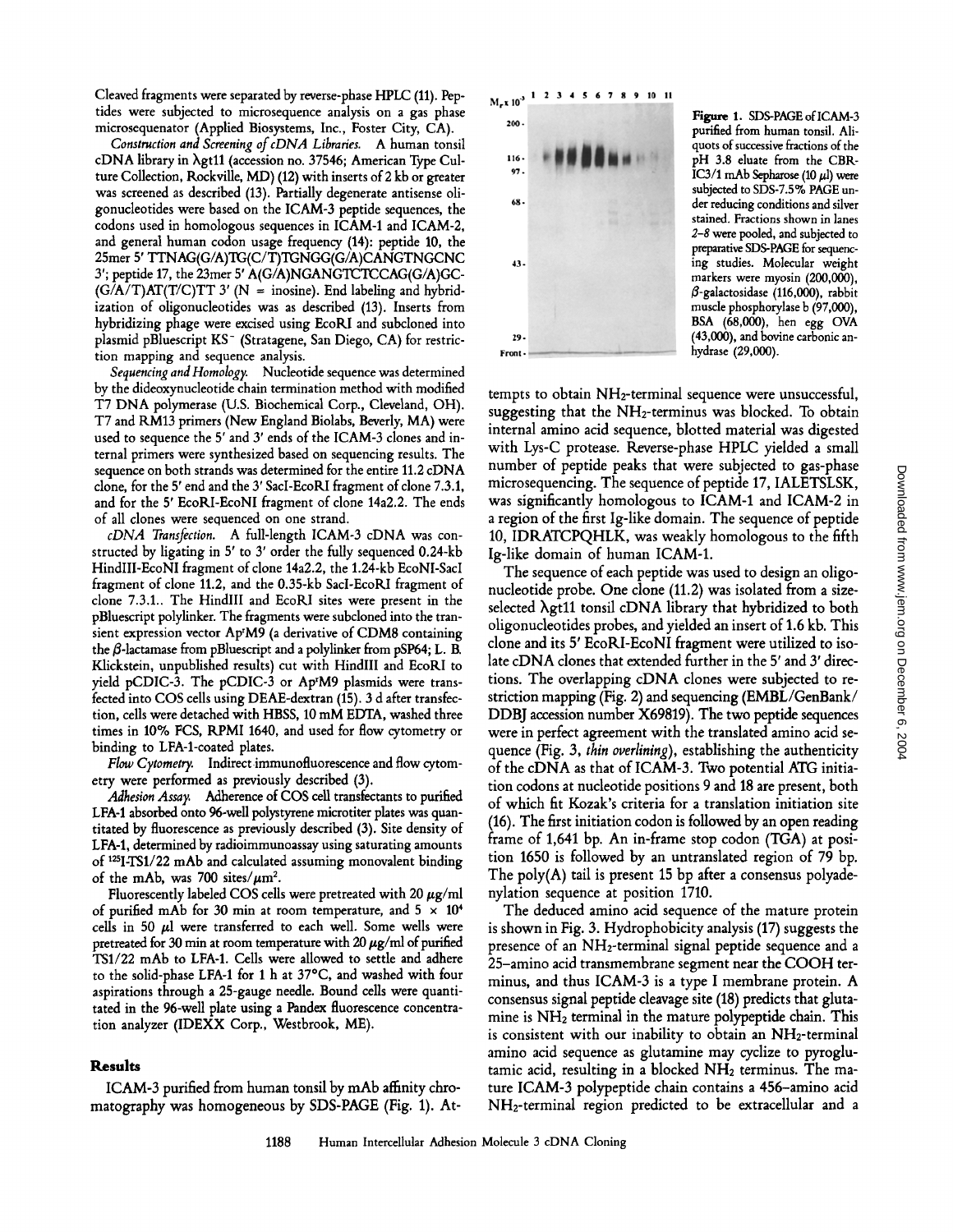Cleaved fragments were separated by reverse-phase HPLC (11). Peptides were subjected to microsequence analysis on a gas phase microsequenator (Applied Biosystems, Inc., Foster City, CA).

*Construction and Screening of cDNA Libraries.* A human tonsil cDNA library in λgt11 (accession no. 37546; American Type Culture Collection, Rockville, MD) (12) with inserts of 2 kb or greater was screened as described (13). Partially degenerate antisense oligonucleotides were based on the ICAM-3 peptide sequences, the codons used in homologous sequences in ICAM-1 and ICAM-2, and general human codon usage frequency (14): peptide 10, the 25mer 5' TTNAG(G/A)TG(C/T)TGNGG(G/A)CANGTNGCNC 3'; peptide 17, the 23mer 5' A(G/A)NGANGTCTCCAG(G/A)GC-(G/A/T)AT(T/C)TT 3' (N = inosine). End labeling and hybridization of oligonucleotides was as described (13). Inserts from hybridizing phage were excised using EcoRI and subcloned into plasmid pBluescript KS⁻ (Stratagene, San Diego, CA) for restriction mapping and sequence analysis.

*Sequencing and Homology.* Nucleotide sequence was determined by the dideoxynucleotide chain termination method with modified T7 DNA polymerase (U.S. Biochemical Corp., Cleveland, OH). T7 and RM13 primers (New England Biolabs, Beverly, MA) were used to sequence the 5' and 3' ends of the ICAM-3 clones and internal primers were synthesized based on sequencing results. The sequence on both strands was determined for the entire 11.2 cDNA clone, for the 5' end and the 3' SacI-EcoRI fragment of clone 7.3.1, and for the 5' EcoRI-EcoNI fragment of clone 14a2.2. The ends of all clones were sequenced on one strand.

*cDNA Transfection.* A full-length ICAM-3 cDNA was constructed by ligating in 5' to 3' order the fully sequenced 0.24-kb HindIII-EcoNI fragment of clone 14a2.2, the 1.24-kb EcoNI-SacI fragment of clone 11.2, and the 0.35-kb SacI-EcoRI fragment of clone 7.3.1.. The HindIII and EcoRI sites were present in the pBluescript polylinker. The fragments were subcloned into the transient expression vector Ap$^r$M9 (a derivative of CDM8 containing the β-lactamase from pBluescript and a polylinker from pSP64; L. B. Klickstein, unpublished results) cut with HindIII and EcoRI to yield pCDIC-3. The pCDIC-3 or Ap$^r$M9 plasmids were transfected into COS cells using DEAE-dextran (15). 3 d after transfection, cells were detached with HBSS, 10 mM EDTA, washed three times in 10% FCS, RPMI 1640, and used for flow cytometry or binding to LFA-1-coated plates.

*Flow Cytometry.* Indirect immunofluorescence and flow cytometry were performed as previously described (3).

*Adhesion Assay.* Adherence of COS cell transfectants to purified LFA-1 absorbed onto 96-well polystyrene microtiter plates was quantitated by fluorescence as previously described (3). Site density of LFA-1, determined by radioimmunoassay using saturating amounts of $^{125}$I-TS1/22 mAb and calculated assuming monovalent binding of the mAb, was 700 sites/$\mu m^2$.

Fluorescently labeled COS cells were pretreated with 20 μg/ml of purified mAb for 30 min at room temperature, and $5 \times 10^4$ cells in 50 μl were transferred to each well. Some wells were pretreated for 30 min at room temperature with 20 μg/ml of purified TS1/22 mAb to LFA-1. Cells were allowed to settle and adhere to the solid-phase LFA-1 for 1 h at 37°C, and washed with four aspirations through a 25-gauge needle. Bound cells were quantitated in the 96-well plate using a Pandex fluorescence concentration analyzer (IDEXX Corp., Westbrook, ME).

## Results

ICAM-3 purified from human tonsil by mAb affinity chromatography was homogeneous by SDS-PAGE (Fig. 1). Attempts to obtain $NH_2$-terminal sequence were unsuccessful, suggesting that the $NH_2$-terminus was blocked. To obtain internal amino acid sequence, blotted material was digested with Lys-C protease. Reverse-phase HPLC yielded a small number of peptide peaks that were subjected to gas-phase microsequencing. The sequence of peptide 17, IALETSLSK, was significantly homologous to ICAM-1 and ICAM-2 in a region of the first Ig-like domain. The sequence of peptide 10, IDRATCPQHLK, was weakly homologous to the fifth Ig-like domain of human ICAM-1.

**Figure 1.** SDS-PAGE of ICAM-3 purified from human tonsil. Aliquots of successive fractions of the pH 3.8 eluate from the CBR-IC3/1 mAb Sepharose (10 μl) were subjected to SDS-7.5% PAGE under reducing conditions and silver stained. Fractions shown in lanes 2–8 were pooled, and subjected to preparative SDS-PAGE for sequencing studies. Molecular weight markers were myosin (200,000), β-galactosidase (116,000), rabbit muscle phosphorylase b (97,000), BSA (68,000), hen egg OVA (43,000), and bovine carbonic anhydrase (29,000).

The sequence of each peptide was used to design an oligonucleotide probe. One clone (11.2) was isolated from a size-selected λgt11 tonsil cDNA library that hybridized to both oligonucleotides probes, and yielded an insert of 1.6 kb. This clone and its 5' EcoRI-EcoNI fragment were utilized to isolate cDNA clones that extended further in the 5' and 3' directions. The overlapping cDNA clones were subjected to restriction mapping (Fig. 2) and sequencing (EMBL/GenBank/DDBJ accession number X69819). The two peptide sequences were in perfect agreement with the translated amino acid sequence (Fig. 3, *thin overlining*), establishing the authenticity of the cDNA as that of ICAM-3. Two potential ATG initiation codons at nucleotide positions 9 and 18 are present, both of which fit Kozak's criteria for a translation initiation site (16). The first initiation codon is followed by an open reading frame of 1,641 bp. An in-frame stop codon (TGA) at position 1650 is followed by an untranslated region of 79 bp. The poly(A) tail is present 15 bp after a consensus polyadenylation sequence at position 1710.

The deduced amino acid sequence of the mature protein is shown in Fig. 3. Hydrophobicity analysis (17) suggests the presence of an $NH_2$-terminal signal peptide sequence and a 25–amino acid transmembrane segment near the COOH terminus, and thus ICAM-3 is a type I membrane protein. A consensus signal peptide cleavage site (18) predicts that glutamine is $NH_2$ terminal in the mature polypeptide chain. This is consistent with our inability to obtain an $NH_2$-terminal amino acid sequence as glutamine may cyclize to pyroglutamic acid, resulting in a blocked $NH_2$ terminus. The mature ICAM-3 polypeptide chain contains a 456–amino acid $NH_2$-terminal region predicted to be extracellular and a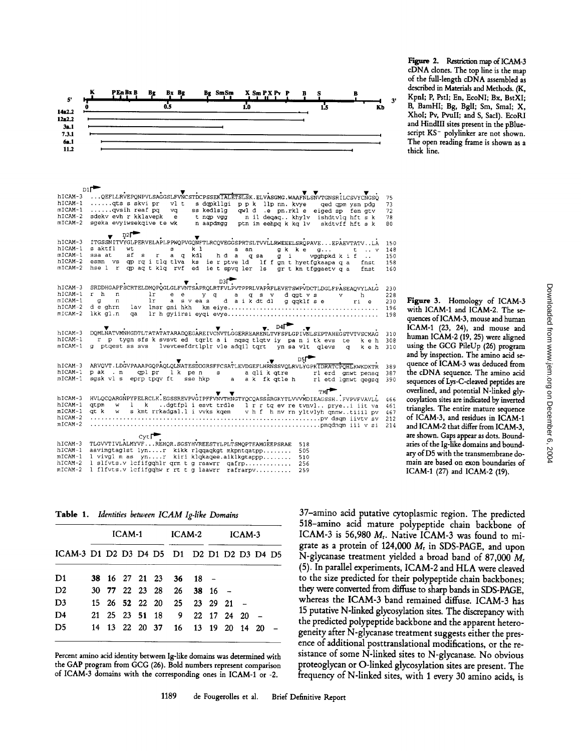**Figure 2.** Restriction map of ICAM-3 cDNA clones. The top line is the map of the full-length cDNA assembled as described in Materials and Methods. (K, KpnI; P, PstI; En, EcoNI; Bx, BstXI; B, BamHI; Bg, BglI; Sm, SmaI; X, XhoI; Pv, PvuII; and S, SacI). EcoRI and HindIII sites present in the pBluescript KS⁻ polylinker are not shown. The open reading frame is shown as a thick line.

```
       D1
hICAM-3  ...QEFLLRVEPQNPVLSAGGSLFVNCSTDCPSSEKIALETSLSK.ELVASGMG.WAAFNLSNVTGNSRILCSVYCNGSQ  75
hICAM-1  ......qts s skvi pr     vl t    s dqpkllgi  p p k  llp nn. kvye     qed qpm ysn pdg  73
mICAM-1  ......qvsih reaf pq     vq      ss kedlslg   qwl d  .e  pn.rkl e  eiged sp  fen gtv  72
hICAM-2  sdekv evh r kklavepk    e        t nqp vgg      n il deqaq.. khylv  ishdtvlq hft s k  78
mICAM-2  sgeka evyiwsekqive te wk         n aapdmgg     ptn im eehpq k kq lv   skdtvff hft s k  80

           D2
hICAM-3  ITGSSNITVYGLPERVELAPLPPWQPVGQNFTLRCQVEGGSPRTSLTVVLLRWEEELSRQPAVE...EPAEVTATV..LA  150
hICAM-1  s aktfl     wt             s       k l          a  an        g k  k e    g...        t  .. v  148
mICAM-1  ssa at      sf  s   r      a  q   kdl        h d  a    q sa       g  i      vgghpkd k i f  ..     150
hICAM-2  esmn  vs    qp rq i tlq tlva    ks   ie r ptve ld      lf f gn t hyetfgkaapa q a    fnst  158
mICAM-2  hse l   r   qp aq t klq  rvf     ed   ie t spvq ler     ls     gr t kn tfggaetv q a    fnst  160

                                          D3
hICAM-3  SRDDHGAPFSCRTELDMQPQGLGLFVNTSAPRQLRTFVLPVTPPRLVAPRFLEVETSWPVDCTLDGLFPASEAQVYLALG  230
hICAM-1  r  h    n               lr        e  e      y  q      a    q  s  v    d qgt v s          v        h      228
mICAM-1    g     n               lr        a  s v ea s       d  a i k dt dl     g qqklf s e            ri   e  230
hICAM-2  d e ghrn       lav  lmsr gni hkh    km eiye.........................................  196
mICAM-2  lkk gl.n       qa    lr h gyiirsi eyqi evye.........................................  198

                                                                   D4
hICAM-3  DQMLNATVMNHGDTLTATATATARADQEGAREIVCNVTLGGERREARENLTVFSFLGPIVNLSEPTAHEGSTVTVSCMAG  310
hICAM-1    r  p  tygn sfs k svsvt ed   tqrlt a i  nqsq tlqtv iy   pa n i tk evs   te        k e h  308
mICAM-1  g  ptqest ss svs      lvevteefdrtlplr vle adqil tqrt    yn sa vlt  qlevs      q         k e h  310

                                                                              D5
hICAM-3  ARVQVT.LDGVPAAAPGQPAQLQLNATESDDGRSFFCSATLEVDGEFLHRNSSVQLRVLYGPKIDRATCPQHLKWKDKTR  389
hICAM-1  p ak  . n       qpl pr       l k  pe n        s           a qli  k qtre            rl erd  gnwt pensq  387
mICAM-1  sgsk vl s    eprp tpqv ft      sse hkp            a         a k  fk qtle h         rl etd lgnwt qegsq  390

                                                                  TM
hICAM-3  HVLQCQARGNPYPELRCLK.EGSSREVPVGIPFFVNVTHNGTYQCQASSSRGKYTLVVVMDIEAGSSH..FVPVFVAVLL  466
hICAM-1  qtpm       w     l    k    ..dgtfpl i esvt trdle    l r r tq ev re tvnvl.. prye..i iit va  461
mICAM-1  qt k       w     s kmt rrkadgal.l i vvks kqem       v h f   h nv rn yltvlyh qnnw..tiiil pv  467
hICAM-2  .................................................................pv dsqm iivtv sv  212
mICAM-2  .................................................................pmqdnqm iii v si  214

               Cyt
hICAM-3  TLGVVTIVLALMYVF...REHQR.SGSYHVREESTYLPLTSMQPTEAMGEEPSRAE  518
hICAM-1  aavimgtaglst lyn....r   kikk rlqqaqkgt mkpntqatpp........  505
mICAM-1  l vivgl m as   yn....r  kiri klqkaqee.aiklkgtappp........  510
hICAM-2  l slfvts.v lcfifgqhlr qrm t g raawrr  qafrp............  256
mICAM-2  l flfvts.v lcfifgqhw r rt t g laawrr  rafrarpv..........  259
```

**Figure 3.** Homology of ICAM-3 with ICAM-1 and ICAM-2. The sequences of ICAM-3, mouse and human ICAM-1 (23, 24), and mouse and human ICAM-2 (19, 25) were aligned using the GCG PileUp (26) program and by inspection. The amino acid sequence of ICAM-3 was deduced from the cDNA sequence. The amino acid sequences of Lys-C-cleaved peptides are overlined, and potential N-linked glycosylation sites are indicated by inverted triangles. The entire mature sequence of ICAM-3, and residues in ICAM-1 and ICAM-2 that differ from ICAM-3, are shown. Gaps appear as dots. Boundaries of the Ig-like domains and boundary of D5 with the transmembrane domain are based on exon boundaries of ICAM-1 (27) and ICAM-2 (19).

**Table 1.** *Identities between ICAM Ig-like Domains*

| | ICAM-1 | | | | | ICAM-2 | | ICAM-3 | | | | |
|---|---|---|---|---|---|---|---|---|---|---|---|---|
| ICAM-3 | D1 | D2 | D3 | D4 | D5 | D1 | D2 | D1 | D2 | D3 | D4 | D5 |
| D1 | **38** | 16 | 27 | 21 | 23 | **36** | 18 | – | | | | |
| D2 | 30 | **77** | 22 | 23 | 28 | 26 | **38** | 16 | – | | | |
| D3 | 15 | 26 | **52** | 22 | 20 | 25 | 23 | 29 | 21 | – | | |
| D4 | 21 | 25 | 23 | **51** | 18 | 9 | 22 | 17 | 24 | 20 | – | |
| D5 | 14 | 13 | 22 | 20 | **37** | 16 | 13 | 19 | 20 | 14 | 20 | – |

Percent amino acid identity between Ig-like domains was determined with the GAP program from GCG (26). Bold numbers represent comparison of ICAM-3 domains with the corresponding ones in ICAM-1 or -2.

37-amino acid putative cytoplasmic region. The predicted 518-amino acid mature polypeptide chain backbone of ICAM-3 is 56,980 $M_r$. Native ICAM-3 was found to migrate as a protein of 124,000 $M_r$ in SDS-PAGE, and upon N-glycanase treatment yielded a broad band of 87,000 $M_r$ (5). In parallel experiments, ICAM-2 and HLA were cleaved to the size predicted for their polypeptide chain backbones; they were converted from diffuse to sharp bands in SDS-PAGE, whereas the ICAM-3 band remained diffuse. ICAM-3 has 15 putative N-linked glycosylation sites. The discrepancy with the predicted polypeptide backbone and the apparent heterogeneity after N-glycanase treatment suggests either the presence of additional posttranslational modifications, or the resistance of some N-linked sites to N-glycanase. No obvious proteoglycan or O-linked glycosylation sites are present. The frequency of N-linked sites, with 1 every 30 amino acids, is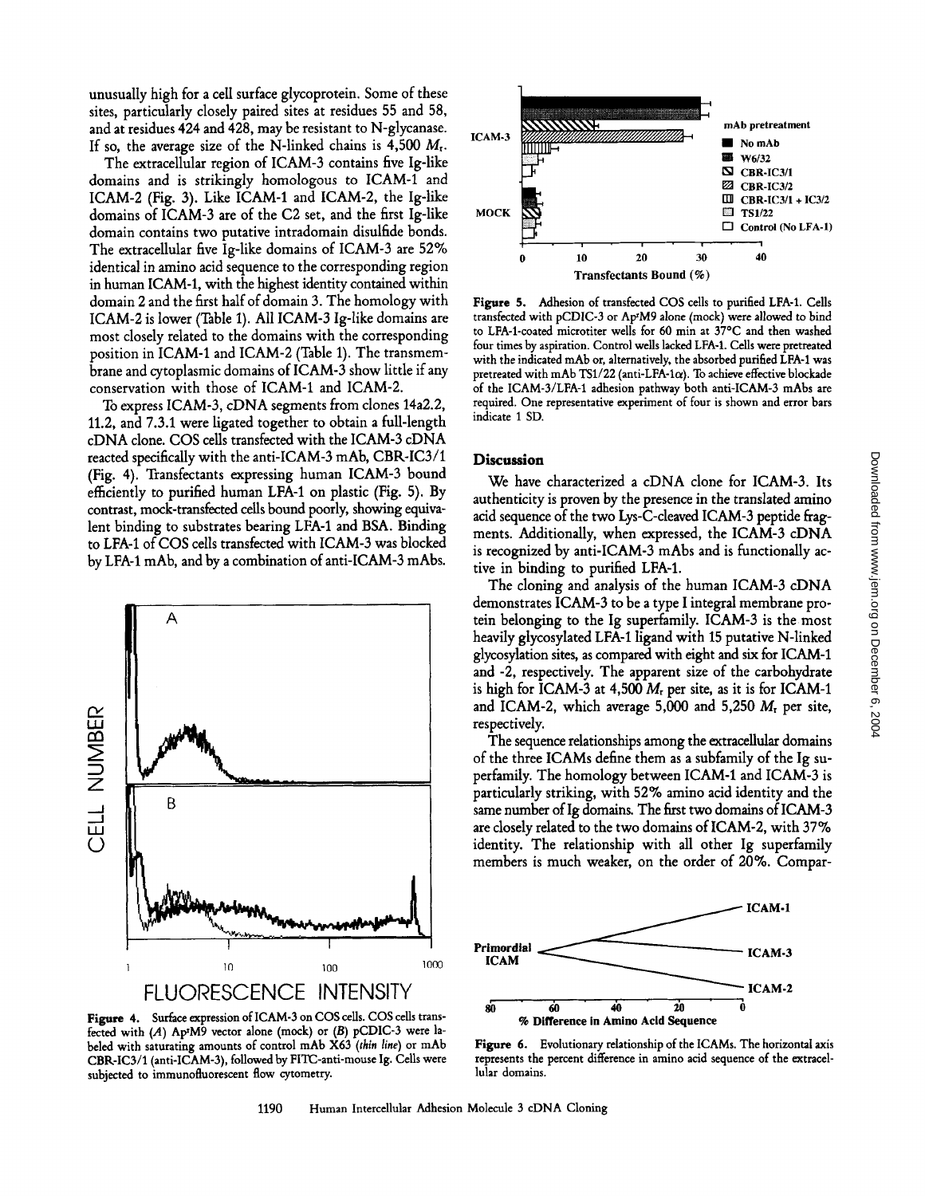unusually high for a cell surface glycoprotein. Some of these sites, particularly closely paired sites at residues 55 and 58, and at residues 424 and 428, may be resistant to N-glycanase. If so, the average size of the N-linked chains is 4,500 $M_r$.

The extracellular region of ICAM-3 contains five Ig-like domains and is strikingly homologous to ICAM-1 and ICAM-2 (Fig. 3). Like ICAM-1 and ICAM-2, the Ig-like domains of ICAM-3 are of the C2 set, and the first Ig-like domain contains two putative intradomain disulfide bonds. The extracellular five Ig-like domains of ICAM-3 are 52% identical in amino acid sequence to the corresponding region in human ICAM-1, with the highest identity contained within domain 2 and the first half of domain 3. The homology with ICAM-2 is lower (Table 1). All ICAM-3 Ig-like domains are most closely related to the domains with the corresponding position in ICAM-1 and ICAM-2 (Table 1). The transmembrane and cytoplasmic domains of ICAM-3 show little if any conservation with those of ICAM-1 and ICAM-2.

To express ICAM-3, cDNA segments from clones 14a2.2, 11.2, and 7.3.1 were ligated together to obtain a full-length cDNA clone. COS cells transfected with the ICAM-3 cDNA reacted specifically with the anti-ICAM-3 mAb, CBR-IC3/1 (Fig. 4). Transfectants expressing human ICAM-3 bound efficiently to purified human LFA-1 on plastic (Fig. 5). By contrast, mock-transfected cells bound poorly, showing equivalent binding to substrates bearing LFA-1 and BSA. Binding to LFA-1 of COS cells transfected with ICAM-3 was blocked by LFA-1 mAb, and by a combination of anti-ICAM-3 mAbs.

**Figure 4.** Surface expression of ICAM-3 on COS cells. COS cells transfected with (*A*) Ap$^r$M9 vector alone (mock) or (*B*) pCDIC-3 were labeled with saturating amounts of control mAb X63 (*thin line*) or mAb CBR-IC3/1 (anti-ICAM-3), followed by FITC-anti-mouse Ig. Cells were subjected to immunofluorescent flow cytometry.

**Figure 5.** Adhesion of transfected COS cells to purified LFA-1. Cells transfected with pCDIC-3 or Ap$^r$M9 alone (mock) were allowed to bind to LFA-1-coated microtiter wells for 60 min at 37°C and then washed four times by aspiration. Control wells lacked LFA-1. Cells were pretreated with the indicated mAb or, alternatively, the absorbed purified LFA-1 was pretreated with mAb TS1/22 (anti-LFA-1α). To achieve effective blockade of the ICAM-3/LFA-1 adhesion pathway both anti-ICAM-3 mAbs are required. One representative experiment of four is shown and error bars indicate 1 SD.

## Discussion

We have characterized a cDNA clone for ICAM-3. Its authenticity is proven by the presence in the translated amino acid sequence of the two Lys-C-cleaved ICAM-3 peptide fragments. Additionally, when expressed, the ICAM-3 cDNA is recognized by anti-ICAM-3 mAbs and is functionally active in binding to purified LFA-1.

The cloning and analysis of the human ICAM-3 cDNA demonstrates ICAM-3 to be a type I integral membrane protein belonging to the Ig superfamily. ICAM-3 is the most heavily glycosylated LFA-1 ligand with 15 putative N-linked glycosylation sites, as compared with eight and six for ICAM-1 and -2, respectively. The apparent size of the carbohydrate is high for ICAM-3 at 4,500 $M_r$ per site, as it is for ICAM-1 and ICAM-2, which average 5,000 and 5,250 $M_r$ per site, respectively.

The sequence relationships among the extracellular domains of the three ICAMs define them as a subfamily of the Ig superfamily. The homology between ICAM-1 and ICAM-3 is particularly striking, with 52% amino acid identity and the same number of Ig domains. The first two domains of ICAM-3 are closely related to the two domains of ICAM-2, with 37% identity. The relationship with all other Ig superfamily members is much weaker, on the order of 20%. Compar-

**Figure 6.** Evolutionary relationship of the ICAMs. The horizontal axis represents the percent difference in amino acid sequence of the extracellular domains.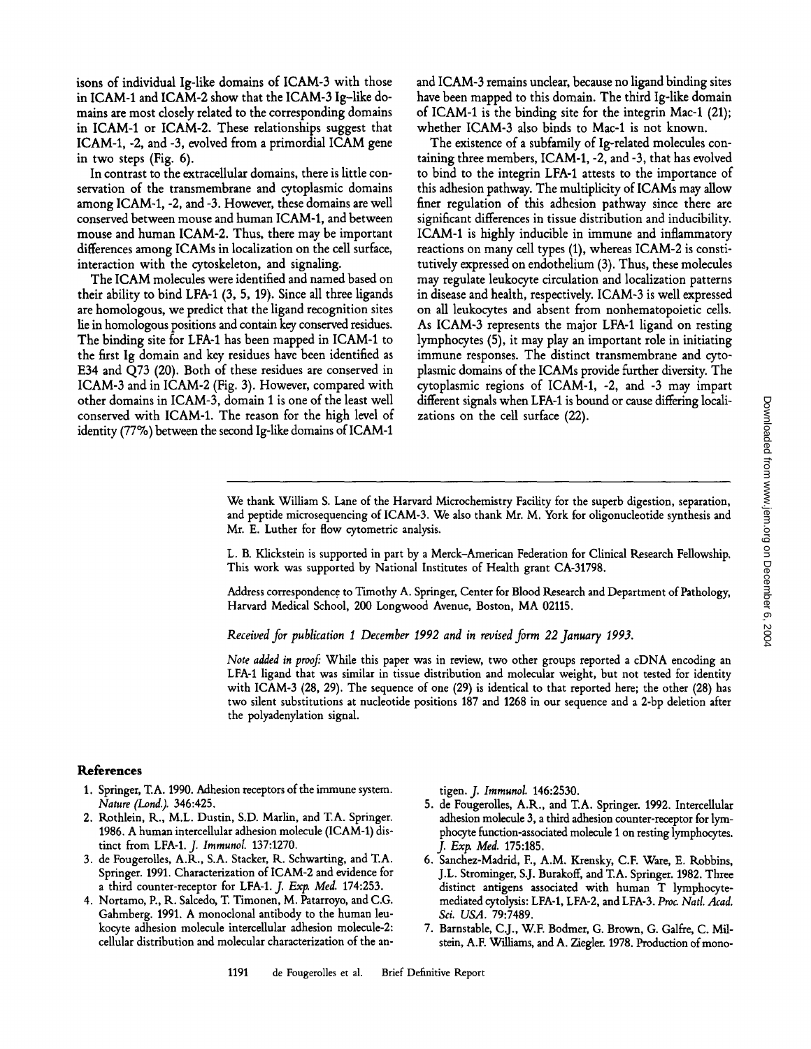isons of individual Ig-like domains of ICAM-3 with those in ICAM-1 and ICAM-2 show that the ICAM-3 Ig-like domains are most closely related to the corresponding domains in ICAM-1 or ICAM-2. These relationships suggest that ICAM-1, -2, and -3, evolved from a primordial ICAM gene in two steps (Fig. 6).

In contrast to the extracellular domains, there is little conservation of the transmembrane and cytoplasmic domains among ICAM-1, -2, and -3. However, these domains are well conserved between mouse and human ICAM-1, and between mouse and human ICAM-2. Thus, there may be important differences among ICAMs in localization on the cell surface, interaction with the cytoskeleton, and signaling.

The ICAM molecules were identified and named based on their ability to bind LFA-1 (3, 5, 19). Since all three ligands are homologous, we predict that the ligand recognition sites lie in homologous positions and contain key conserved residues. The binding site for LFA-1 has been mapped in ICAM-1 to the first Ig domain and key residues have been identified as E34 and Q73 (20). Both of these residues are conserved in ICAM-3 and in ICAM-2 (Fig. 3). However, compared with other domains in ICAM-3, domain 1 is one of the least well conserved with ICAM-1. The reason for the high level of identity (77%) between the second Ig-like domains of ICAM-1 and ICAM-3 remains unclear, because no ligand binding sites have been mapped to this domain. The third Ig-like domain of ICAM-1 is the binding site for the integrin Mac-1 (21); whether ICAM-3 also binds to Mac-1 is not known.

The existence of a subfamily of Ig-related molecules containing three members, ICAM-1, -2, and -3, that has evolved to bind to the integrin LFA-1 attests to the importance of this adhesion pathway. The multiplicity of ICAMs may allow finer regulation of this adhesion pathway since there are significant differences in tissue distribution and inducibility. ICAM-1 is highly inducible in immune and inflammatory reactions on many cell types (1), whereas ICAM-2 is constitutively expressed on endothelium (3). Thus, these molecules may regulate leukocyte circulation and localization patterns in disease and health, respectively. ICAM-3 is well expressed on all leukocytes and absent from nonhematopoietic cells. As ICAM-3 represents the major LFA-1 ligand on resting lymphocytes (5), it may play an important role in initiating immune responses. The distinct transmembrane and cytoplasmic domains of the ICAMs provide further diversity. The cytoplasmic regions of ICAM-1, -2, and -3 may impart different signals when LFA-1 is bound or cause differing localizations on the cell surface (22).

---

We thank William S. Lane of the Harvard Microchemistry Facility for the superb digestion, separation, and peptide microsequencing of ICAM-3. We also thank Mr. M. York for oligonucleotide synthesis and Mr. E. Luther for flow cytometric analysis.

L. B. Klickstein is supported in part by a Merck–American Federation for Clinical Research Fellowship. This work was supported by National Institutes of Health grant CA-31798.

Address correspondence to Timothy A. Springer, Center for Blood Research and Department of Pathology, Harvard Medical School, 200 Longwood Avenue, Boston, MA 02115.

*Received for publication 1 December 1992 and in revised form 22 January 1993.*

*Note added in proof:* While this paper was in review, two other groups reported a cDNA encoding an LFA-1 ligand that was similar in tissue distribution and molecular weight, but not tested for identity with ICAM-3 (28, 29). The sequence of one (29) is identical to that reported here; the other (28) has two silent substitutions at nucleotide positions 187 and 1268 in our sequence and a 2-bp deletion after the polyadenylation signal.

## References

1. Springer, T.A. 1990. Adhesion receptors of the immune system. *Nature (Lond.).* 346:425.
2. Rothlein, R., M.L. Dustin, S.D. Marlin, and T.A. Springer. 1986. A human intercellular adhesion molecule (ICAM-1) distinct from LFA-1. *J. Immunol.* 137:1270.
3. de Fougerolles, A.R., S.A. Stacker, R. Schwarting, and T.A. Springer. 1991. Characterization of ICAM-2 and evidence for a third counter-receptor for LFA-1. *J. Exp. Med.* 174:253.
4. Nortamo, P., R. Salcedo, T. Timonen, M. Patarroyo, and C.G. Gahmberg. 1991. A monoclonal antibody to the human leukocyte adhesion molecule intercellular adhesion molecule-2: cellular distribution and molecular characterization of the antigen. *J. Immunol.* 146:2530.
5. de Fougerolles, A.R., and T.A. Springer. 1992. Intercellular adhesion molecule 3, a third adhesion counter-receptor for lymphocyte function-associated molecule 1 on resting lymphocytes. *J. Exp. Med.* 175:185.
6. Sanchez-Madrid, F., A.M. Krensky, C.F. Ware, E. Robbins, J.L. Strominger, S.J. Burakoff, and T.A. Springer. 1982. Three distinct antigens associated with human T lymphocyte-mediated cytolysis: LFA-1, LFA-2, and LFA-3. *Proc. Natl. Acad. Sci. USA.* 79:7489.
7. Barnstable, C.J., W.F. Bodmer, G. Brown, G. Galfre, C. Milstein, A.F. Williams, and A. Ziegler. 1978. Production of mono-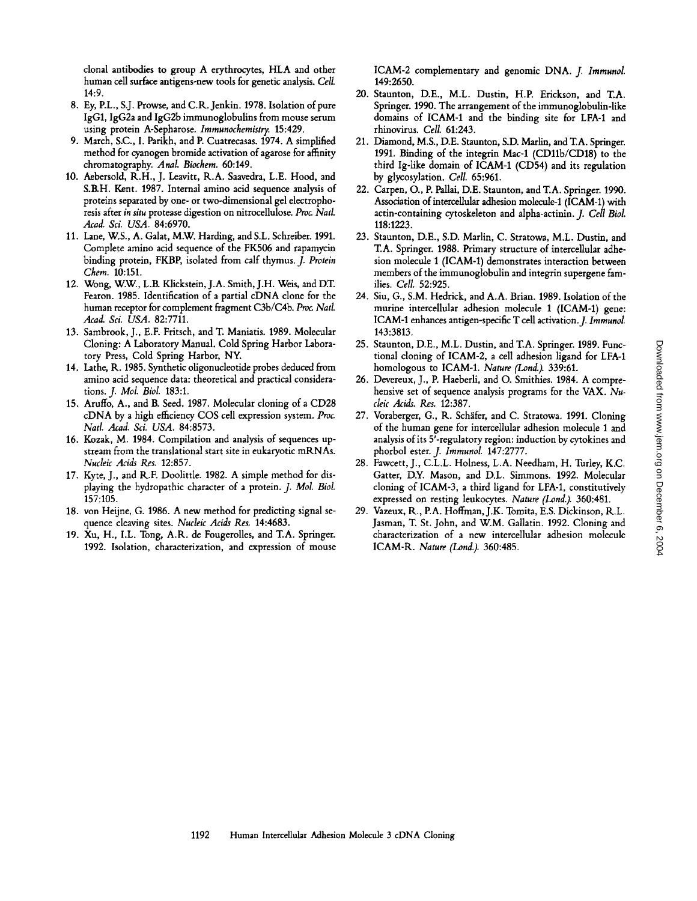clonal antibodies to group A erythrocytes, HLA and other human cell surface antigens-new tools for genetic analysis. *Cell.* 14:9.

8. Ey, P.L., S.J. Prowse, and C.R. Jenkin. 1978. Isolation of pure IgG1, IgG2a and IgG2b immunoglobulins from mouse serum using protein A-Sepharose. *Immunochemistry.* 15:429.
9. March, S.C., I. Parikh, and P. Cuatrecasas. 1974. A simplified method for cyanogen bromide activation of agarose for affinity chromatography. *Anal. Biochem.* 60:149.
10. Aebersold, R.H., J. Leavitt, R.A. Saavedra, L.E. Hood, and S.B.H. Kent. 1987. Internal amino acid sequence analysis of proteins separated by one- or two-dimensional gel electrophoresis after *in situ* protease digestion on nitrocellulose. *Proc. Natl. Acad. Sci. USA.* 84:6970.
11. Lane, W.S., A. Galat, M.W. Harding, and S.L. Schreiber. 1991. Complete amino acid sequence of the FK506 and rapamycin binding protein, FKBP, isolated from calf thymus. *J. Protein Chem.* 10:151.
12. Wong, W.W., L.B. Klickstein, J.A. Smith, J.H. Weis, and D.T. Fearon. 1985. Identification of a partial cDNA clone for the human receptor for complement fragment C3b/C4b. *Proc. Natl. Acad. Sci. USA.* 82:7711.
13. Sambrook, J., E.F. Fritsch, and T. Maniatis. 1989. Molecular Cloning: A Laboratory Manual. Cold Spring Harbor Laboratory Press, Cold Spring Harbor, NY.
14. Lathe, R. 1985. Synthetic oligonucleotide probes deduced from amino acid sequence data: theoretical and practical considerations. *J. Mol. Biol.* 183:1.
15. Aruffo, A., and B. Seed. 1987. Molecular cloning of a CD28 cDNA by a high efficiency COS cell expression system. *Proc. Natl. Acad. Sci. USA.* 84:8573.
16. Kozak, M. 1984. Compilation and analysis of sequences upstream from the translational start site in eukaryotic mRNAs. *Nucleic Acids Res.* 12:857.
17. Kyte, J., and R.F. Doolittle. 1982. A simple method for displaying the hydropathic character of a protein. *J. Mol. Biol.* 157:105.
18. von Heijne, G. 1986. A new method for predicting signal sequence cleaving sites. *Nucleic Acids Res.* 14:4683.
19. Xu, H., I.L. Tong, A.R. de Fougerolles, and T.A. Springer. 1992. Isolation, characterization, and expression of mouse ICAM-2 complementary and genomic DNA. *J. Immunol.* 149:2650.
20. Staunton, D.E., M.L. Dustin, H.P. Erickson, and T.A. Springer. 1990. The arrangement of the immunoglobulin-like domains of ICAM-1 and the binding site for LFA-1 and rhinovirus. *Cell.* 61:243.
21. Diamond, M.S., D.E. Staunton, S.D. Marlin, and T.A. Springer. 1991. Binding of the integrin Mac-1 (CD11b/CD18) to the third Ig-like domain of ICAM-1 (CD54) and its regulation by glycosylation. *Cell.* 65:961.
22. Carpen, O., P. Pallai, D.E. Staunton, and T.A. Springer. 1990. Association of intercellular adhesion molecule-1 (ICAM-1) with actin-containing cytoskeleton and alpha-actinin. *J. Cell Biol.* 118:1223.
23. Staunton, D.E., S.D. Marlin, C. Stratowa, M.L. Dustin, and T.A. Springer. 1988. Primary structure of intercellular adhesion molecule 1 (ICAM-1) demonstrates interaction between members of the immunoglobulin and integrin supergene families. *Cell.* 52:925.
24. Siu, G., S.M. Hedrick, and A.A. Brian. 1989. Isolation of the murine intercellular adhesion molecule 1 (ICAM-1) gene: ICAM-1 enhances antigen-specific T cell activation. *J. Immunol.* 143:3813.
25. Staunton, D.E., M.L. Dustin, and T.A. Springer. 1989. Functional cloning of ICAM-2, a cell adhesion ligand for LFA-1 homologous to ICAM-1. *Nature (Lond.).* 339:61.
26. Devereux, J., P. Haeberli, and O. Smithies. 1984. A comprehensive set of sequence analysis programs for the VAX. *Nucleic Acids. Res.* 12:387.
27. Voraberger, G., R. Schäfer, and C. Stratowa. 1991. Cloning of the human gene for intercellular adhesion molecule 1 and analysis of its 5′-regulatory region: induction by cytokines and phorbol ester. *J. Immunol.* 147:2777.
28. Fawcett, J., C.L.L. Holness, L.A. Needham, H. Turley, K.C. Gatter, D.Y. Mason, and D.L. Simmons. 1992. Molecular cloning of ICAM-3, a third ligand for LFA-1, constitutively expressed on resting leukocytes. *Nature (Lond.).* 360:481.
29. Vazeux, R., P.A. Hoffman, J.K. Tomita, E.S. Dickinson, R.L. Jasman, T. St. John, and W.M. Gallatin. 1992. Cloning and characterization of a new intercellular adhesion molecule ICAM-R. *Nature (Lond.).* 360:485.